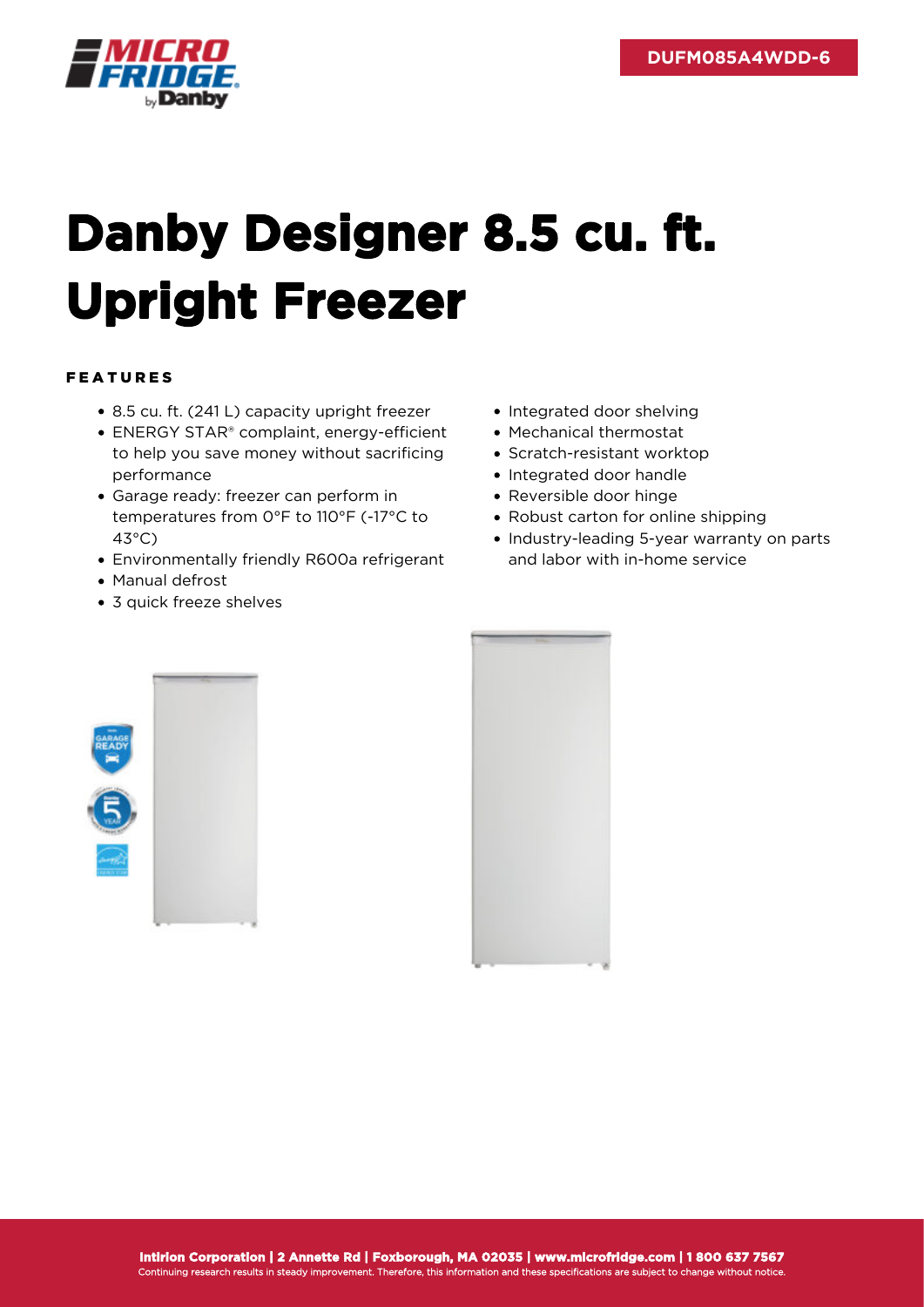DUFM085A4WDD-6

# Danby Designer 8.5 cu. ft. Upright Freezer

## FEATURES

- 8.5 cu. ft. (241 L) capacity upright freezer
- ENERGY STAR® complaint, energy-efficient to help you save money without sacrificing performance
- Garage ready: freezer can perform in temperatures from 0°F to 110°F (-17°C to 43°C)
- Environmentally friendly R600a refrigerant
- Manual defrost
- 3 quick freeze shelves
- Integrated door shelving
- Mechanical thermostat
- Scratch-resistant worktop
- Integrated door handle
- Reversible door hinge
- Robust carton for online shipping
- Industry-leading 5-year warranty on parts and labor with in-home service

**Intirion Corporation | 2 Annette Rd | Foxborough, MA 02035 | www.microfridge.com | 1 800 637 7567**
Continuing research results in steady improvement. Therefore, this information and these specifications are subject to change without notice.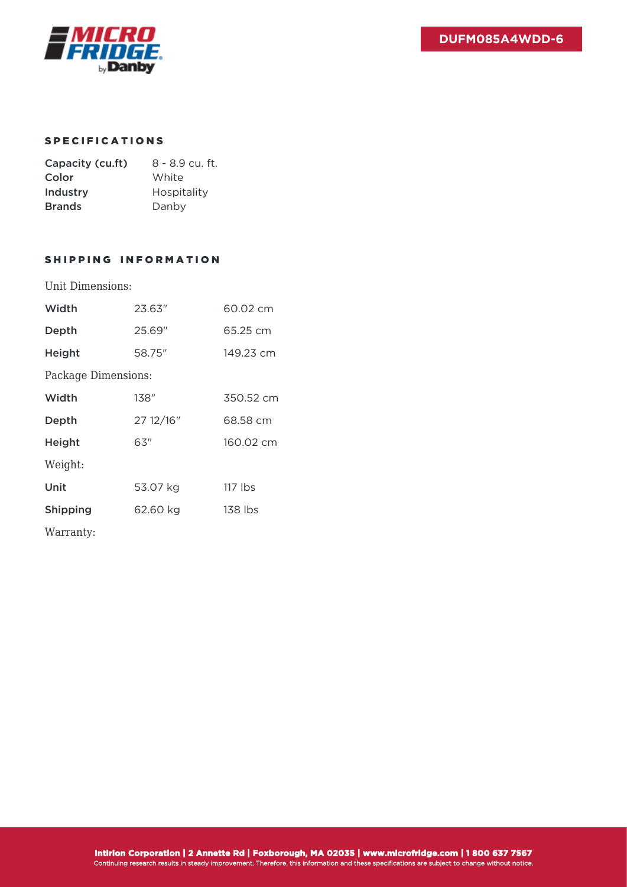DUFM085A4WDD-6

## SPECIFICATIONS

| | |
|---|---|
| **Capacity (cu.ft)** | 8 - 8.9 cu. ft. |
| **Color** | White |
| **Industry** | Hospitality |
| **Brands** | Danby |

## SHIPPING INFORMATION

Unit Dimensions:

| | | |
|---|---|---|
| **Width** | 23.63" | 60.02 cm |
| **Depth** | 25.69" | 65.25 cm |
| **Height** | 58.75" | 149.23 cm |

Package Dimensions:

| | | |
|---|---|---|
| **Width** | 138" | 350.52 cm |
| **Depth** | 27 12/16" | 68.58 cm |
| **Height** | 63" | 160.02 cm |

Weight:

| | | |
|---|---|---|
| **Unit** | 53.07 kg | 117 lbs |
| **Shipping** | 62.60 kg | 138 lbs |

Warranty:

**Intirion Corporation | 2 Annette Rd | Foxborough, MA 02035 | www.microfridge.com | 1 800 637 7567**
Continuing research results in steady improvement. Therefore, this information and these specifications are subject to change without notice.